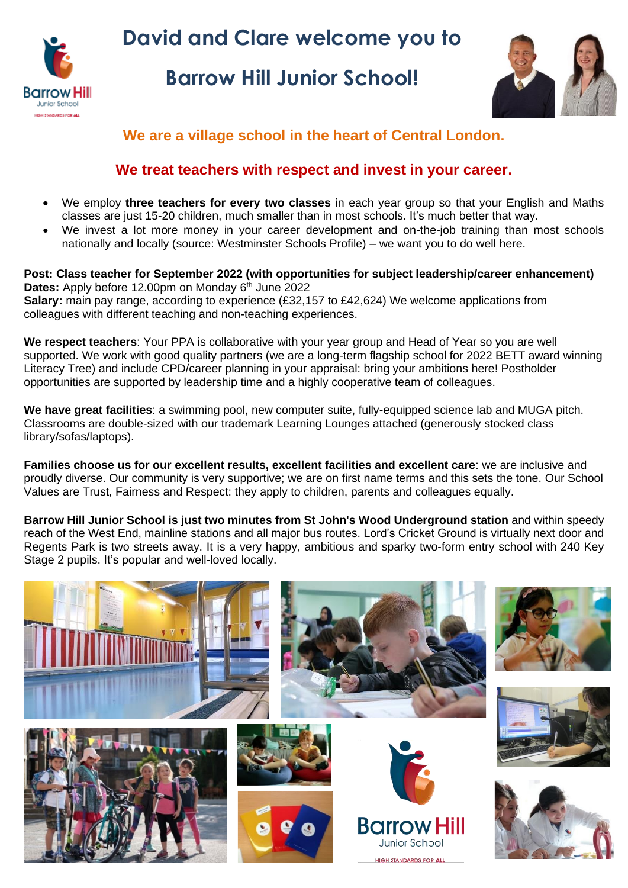# David and Clare welcome you to Barrow Hill Junior School!

## We are a village school in the heart of Central London.

## We treat teachers with respect and invest in your career.

- We employ **three teachers for every two classes** in each year group so that your English and Maths classes are just 15-20 children, much smaller than in most schools. It's much better that way.
- We invest a lot more money in your career development and on-the-job training than most schools nationally and locally (source: Westminster Schools Profile) – we want you to do well here.

**Post: Class teacher for September 2022 (with opportunities for subject leadership/career enhancement)**
**Dates:** Apply before 12.00pm on Monday 6th June 2022
**Salary:** main pay range, according to experience (£32,157 to £42,624) We welcome applications from colleagues with different teaching and non-teaching experiences.

**We respect teachers**: Your PPA is collaborative with your year group and Head of Year so you are well supported. We work with good quality partners (we are a long-term flagship school for 2022 BETT award winning Literacy Tree) and include CPD/career planning in your appraisal: bring your ambitions here! Postholder opportunities are supported by leadership time and a highly cooperative team of colleagues.

**We have great facilities**: a swimming pool, new computer suite, fully-equipped science lab and MUGA pitch. Classrooms are double-sized with our trademark Learning Lounges attached (generously stocked class library/sofas/laptops).

**Families choose us for our excellent results, excellent facilities and excellent care**: we are inclusive and proudly diverse. Our community is very supportive; we are on first name terms and this sets the tone. Our School Values are Trust, Fairness and Respect: they apply to children, parents and colleagues equally.

**Barrow Hill Junior School is just two minutes from St John's Wood Underground station** and within speedy reach of the West End, mainline stations and all major bus routes. Lord's Cricket Ground is virtually next door and Regents Park is two streets away. It is a very happy, ambitious and sparky two-form entry school with 240 Key Stage 2 pupils. It's popular and well-loved locally.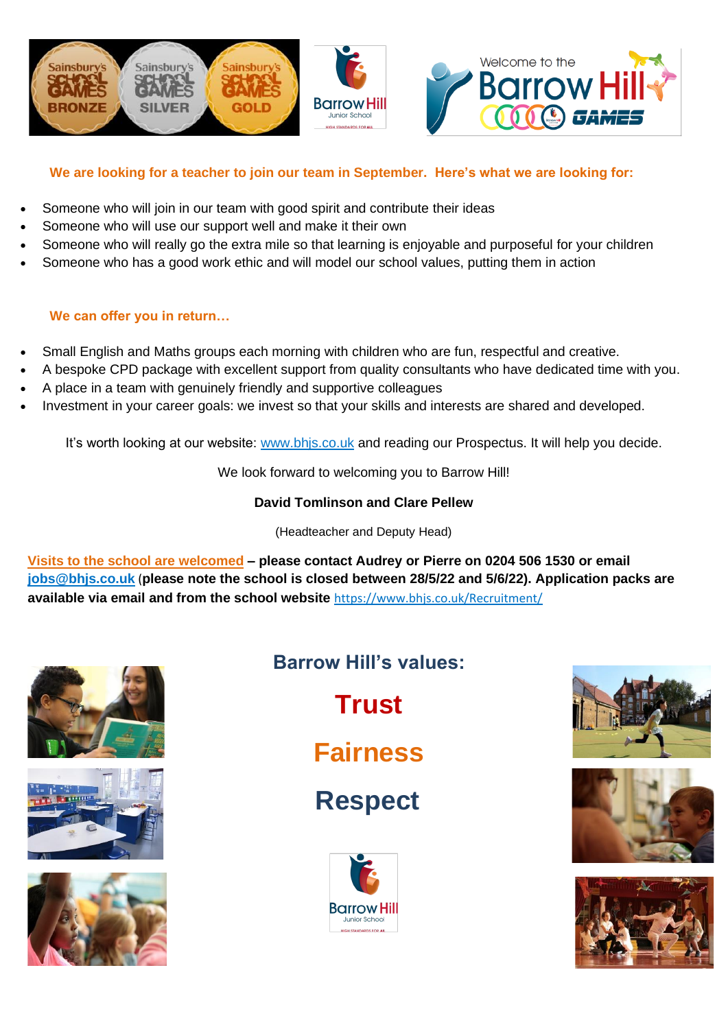**We are looking for a teacher to join our team in September. Here's what we are looking for:**

- Someone who will join in our team with good spirit and contribute their ideas
- Someone who will use our support well and make it their own
- Someone who will really go the extra mile so that learning is enjoyable and purposeful for your children
- Someone who has a good work ethic and will model our school values, putting them in action

**We can offer you in return…**

- Small English and Maths groups each morning with children who are fun, respectful and creative.
- A bespoke CPD package with excellent support from quality consultants who have dedicated time with you.
- A place in a team with genuinely friendly and supportive colleagues
- Investment in your career goals: we invest so that your skills and interests are shared and developed.

It's worth looking at our website: www.bhjs.co.uk and reading our Prospectus. It will help you decide.

We look forward to welcoming you to Barrow Hill!

**David Tomlinson and Clare Pellew**

(Headteacher and Deputy Head)

Visits to the school are welcomed **– please contact Audrey or Pierre on 0204 506 1530 or email jobs@bhjs.co.uk (please note the school is closed between 28/5/22 and 5/6/22). Application packs are available via email and from the school website** https://www.bhjs.co.uk/Recruitment/

## Barrow Hill's values:

**Trust**

**Fairness**

**Respect**